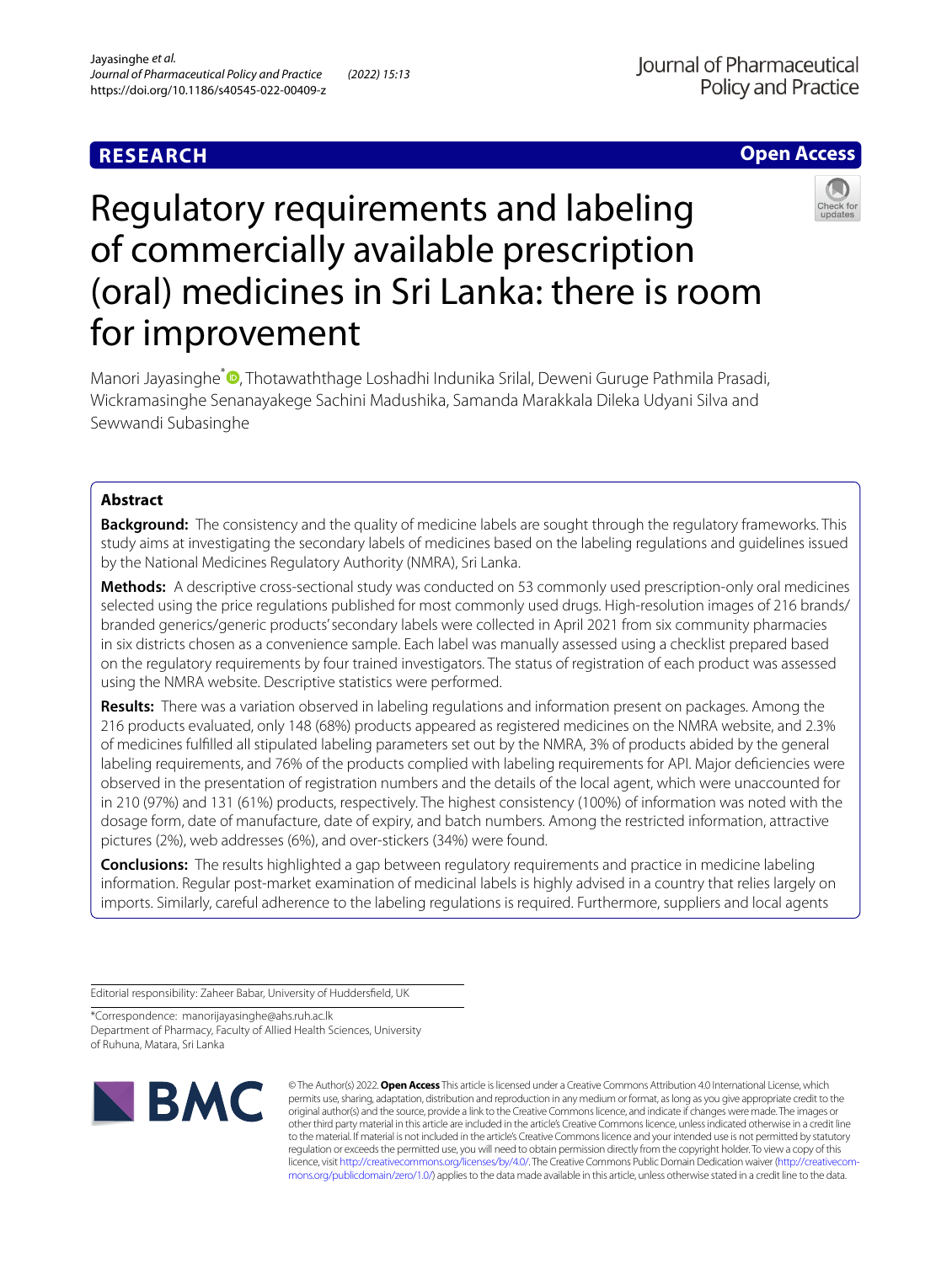RESEARCH

Open Access

# Regulatory requirements and labeling of commercially available prescription (oral) medicines in Sri Lanka: there is room for improvement

Manori Jayasinghe*, Thotawaththage Loshadhi Indunika Srilal, Deweni Guruge Pathmila Prasadi, Wickramasinghe Senanayakege Sachini Madushika, Samanda Marakkala Dileka Udyani Silva and Sewwandi Subasinghe

## Abstract

**Background:** The consistency and the quality of medicine labels are sought through the regulatory frameworks. This study aims at investigating the secondary labels of medicines based on the labeling regulations and guidelines issued by the National Medicines Regulatory Authority (NMRA), Sri Lanka.

**Methods:** A descriptive cross-sectional study was conducted on 53 commonly used prescription-only oral medicines selected using the price regulations published for most commonly used drugs. High-resolution images of 216 brands/branded generics/generic products' secondary labels were collected in April 2021 from six community pharmacies in six districts chosen as a convenience sample. Each label was manually assessed using a checklist prepared based on the regulatory requirements by four trained investigators. The status of registration of each product was assessed using the NMRA website. Descriptive statistics were performed.

**Results:** There was a variation observed in labeling regulations and information present on packages. Among the 216 products evaluated, only 148 (68%) products appeared as registered medicines on the NMRA website, and 2.3% of medicines fulfilled all stipulated labeling parameters set out by the NMRA, 3% of products abided by the general labeling requirements, and 76% of the products complied with labeling requirements for API. Major deficiencies were observed in the presentation of registration numbers and the details of the local agent, which were unaccounted for in 210 (97%) and 131 (61%) products, respectively. The highest consistency (100%) of information was noted with the dosage form, date of manufacture, date of expiry, and batch numbers. Among the restricted information, attractive pictures (2%), web addresses (6%), and over-stickers (34%) were found.

**Conclusions:** The results highlighted a gap between regulatory requirements and practice in medicine labeling information. Regular post-market examination of medicinal labels is highly advised in a country that relies largely on imports. Similarly, careful adherence to the labeling regulations is required. Furthermore, suppliers and local agents

Editorial responsibility: Zaheer Babar, University of Huddersfield, UK

*Correspondence: manorijayasinghe@ahs.ruh.ac.lk
Department of Pharmacy, Faculty of Allied Health Sciences, University of Ruhuna, Matara, Sri Lanka

© The Author(s) 2022. **Open Access** This article is licensed under a Creative Commons Attribution 4.0 International License, which permits use, sharing, adaptation, distribution and reproduction in any medium or format, as long as you give appropriate credit to the original author(s) and the source, provide a link to the Creative Commons licence, and indicate if changes were made. The images or other third party material in this article are included in the article's Creative Commons licence, unless indicated otherwise in a credit line to the material. If material is not included in the article's Creative Commons licence and your intended use is not permitted by statutory regulation or exceeds the permitted use, you will need to obtain permission directly from the copyright holder. To view a copy of this licence, visit http://creativecommons.org/licenses/by/4.0/. The Creative Commons Public Domain Dedication waiver (http://creativecommons.org/publicdomain/zero/1.0/) applies to the data made available in this article, unless otherwise stated in a credit line to the data.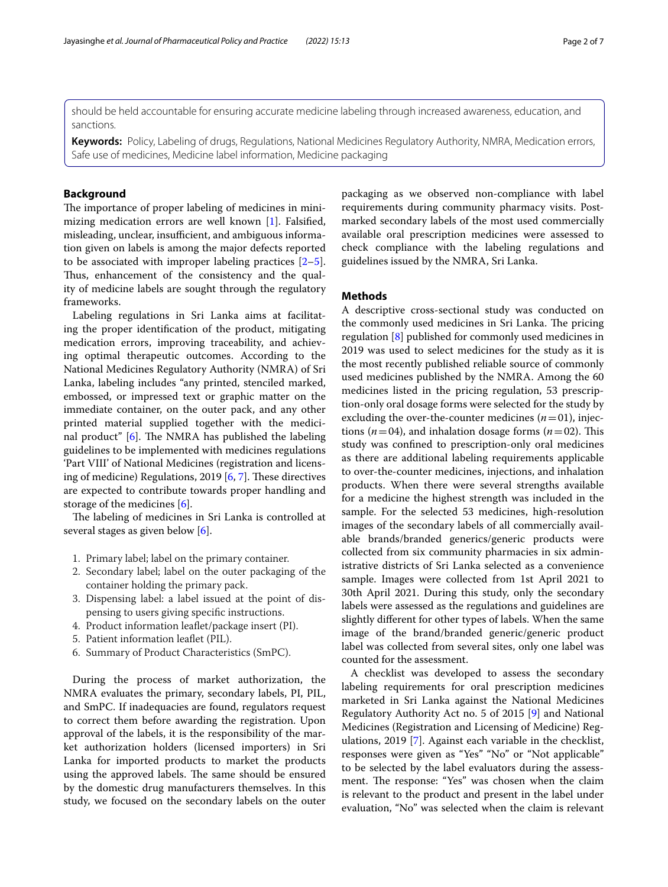should be held accountable for ensuring accurate medicine labeling through increased awareness, education, and sanctions.

**Keywords:** Policy, Labeling of drugs, Regulations, National Medicines Regulatory Authority, NMRA, Medication errors, Safe use of medicines, Medicine label information, Medicine packaging

## Background

The importance of proper labeling of medicines in minimizing medication errors are well known [1]. Falsified, misleading, unclear, insufficient, and ambiguous information given on labels is among the major defects reported to be associated with improper labeling practices [2–5]. Thus, enhancement of the consistency and the quality of medicine labels are sought through the regulatory frameworks.

Labeling regulations in Sri Lanka aims at facilitating the proper identification of the product, mitigating medication errors, improving traceability, and achieving optimal therapeutic outcomes. According to the National Medicines Regulatory Authority (NMRA) of Sri Lanka, labeling includes "any printed, stenciled marked, embossed, or impressed text or graphic matter on the immediate container, on the outer pack, and any other printed material supplied together with the medicinal product" [6]. The NMRA has published the labeling guidelines to be implemented with medicines regulations 'Part VIII' of National Medicines (registration and licensing of medicine) Regulations, 2019 [6, 7]. These directives are expected to contribute towards proper handling and storage of the medicines [6].

The labeling of medicines in Sri Lanka is controlled at several stages as given below [6].

1. Primary label; label on the primary container.
2. Secondary label; label on the outer packaging of the container holding the primary pack.
3. Dispensing label: a label issued at the point of dispensing to users giving specific instructions.
4. Product information leaflet/package insert (PI).
5. Patient information leaflet (PIL).
6. Summary of Product Characteristics (SmPC).

During the process of market authorization, the NMRA evaluates the primary, secondary labels, PI, PIL, and SmPC. If inadequacies are found, regulators request to correct them before awarding the registration. Upon approval of the labels, it is the responsibility of the market authorization holders (licensed importers) in Sri Lanka for imported products to market the products using the approved labels. The same should be ensured by the domestic drug manufacturers themselves. In this study, we focused on the secondary labels on the outer packaging as we observed non-compliance with label requirements during community pharmacy visits. Post-marked secondary labels of the most used commercially available oral prescription medicines were assessed to check compliance with the labeling regulations and guidelines issued by the NMRA, Sri Lanka.

## Methods

A descriptive cross-sectional study was conducted on the commonly used medicines in Sri Lanka. The pricing regulation [8] published for commonly used medicines in 2019 was used to select medicines for the study as it is the most recently published reliable source of commonly used medicines published by the NMRA. Among the 60 medicines listed in the pricing regulation, 53 prescription-only oral dosage forms were selected for the study by excluding the over-the-counter medicines ($n=01$), injections ($n=04$), and inhalation dosage forms ($n=02$). This study was confined to prescription-only oral medicines as there are additional labeling requirements applicable to over-the-counter medicines, injections, and inhalation products. When there were several strengths available for a medicine the highest strength was included in the sample. For the selected 53 medicines, high-resolution images of the secondary labels of all commercially available brands/branded generics/generic products were collected from six community pharmacies in six administrative districts of Sri Lanka selected as a convenience sample. Images were collected from 1st April 2021 to 30th April 2021. During this study, only the secondary labels were assessed as the regulations and guidelines are slightly different for other types of labels. When the same image of the brand/branded generic/generic product label was collected from several sites, only one label was counted for the assessment.

A checklist was developed to assess the secondary labeling requirements for oral prescription medicines marketed in Sri Lanka against the National Medicines Regulatory Authority Act no. 5 of 2015 [9] and National Medicines (Registration and Licensing of Medicine) Regulations, 2019 [7]. Against each variable in the checklist, responses were given as "Yes" "No" or "Not applicable" to be selected by the label evaluators during the assessment. The response: "Yes" was chosen when the claim is relevant to the product and present in the label under evaluation, "No" was selected when the claim is relevant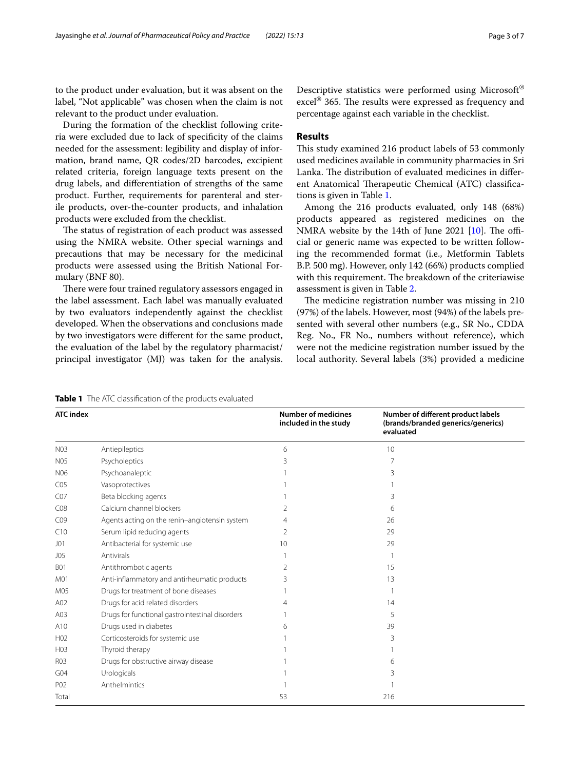to the product under evaluation, but it was absent on the label, "Not applicable" was chosen when the claim is not relevant to the product under evaluation.

During the formation of the checklist following criteria were excluded due to lack of specificity of the claims needed for the assessment: legibility and display of information, brand name, QR codes/2D barcodes, excipient related criteria, foreign language texts present on the drug labels, and differentiation of strengths of the same product. Further, requirements for parenteral and sterile products, over-the-counter products, and inhalation products were excluded from the checklist.

The status of registration of each product was assessed using the NMRA website. Other special warnings and precautions that may be necessary for the medicinal products were assessed using the British National Formulary (BNF 80).

There were four trained regulatory assessors engaged in the label assessment. Each label was manually evaluated by two evaluators independently against the checklist developed. When the observations and conclusions made by two investigators were different for the same product, the evaluation of the label by the regulatory pharmacist/principal investigator (MJ) was taken for the analysis. Descriptive statistics were performed using Microsoft® excel® 365. The results were expressed as frequency and percentage against each variable in the checklist.

## Results

This study examined 216 product labels of 53 commonly used medicines available in community pharmacies in Sri Lanka. The distribution of evaluated medicines in different Anatomical Therapeutic Chemical (ATC) classifications is given in Table 1.

Among the 216 products evaluated, only 148 (68%) products appeared as registered medicines on the NMRA website by the 14th of June 2021 [10]. The official or generic name was expected to be written following the recommended format (i.e., Metformin Tablets B.P. 500 mg). However, only 142 (66%) products complied with this requirement. The breakdown of the criteriawise assessment is given in Table 2.

The medicine registration number was missing in 210 (97%) of the labels. However, most (94%) of the labels presented with several other numbers (e.g., SR No., CDDA Reg. No., FR No., numbers without reference), which were not the medicine registration number issued by the local authority. Several labels (3%) provided a medicine

**Table 1** The ATC classification of the products evaluated

| ATC index | | Number of medicines included in the study | Number of different product labels (brands/branded generics/generics) evaluated |
|---|---|---|---|
| N03 | Antiepileptics | 6 | 10 |
| N05 | Psycholeptics | 3 | 7 |
| N06 | Psychoanaleptic | 1 | 3 |
| C05 | Vasoprotectives | 1 | 1 |
| C07 | Beta blocking agents | 1 | 3 |
| C08 | Calcium channel blockers | 2 | 6 |
| C09 | Agents acting on the renin–angiotensin system | 4 | 26 |
| C10 | Serum lipid reducing agents | 2 | 29 |
| J01 | Antibacterial for systemic use | 10 | 29 |
| J05 | Antivirals | 1 | 1 |
| B01 | Antithrombotic agents | 2 | 15 |
| M01 | Anti-inflammatory and antirheumatic products | 3 | 13 |
| M05 | Drugs for treatment of bone diseases | 1 | 1 |
| A02 | Drugs for acid related disorders | 4 | 14 |
| A03 | Drugs for functional gastrointestinal disorders | 1 | 5 |
| A10 | Drugs used in diabetes | 6 | 39 |
| H02 | Corticosteroids for systemic use | 1 | 3 |
| H03 | Thyroid therapy | 1 | 1 |
| R03 | Drugs for obstructive airway disease | 1 | 6 |
| G04 | Urologicals | 1 | 3 |
| P02 | Anthelmintics | 1 | 1 |
| Total | | 53 | 216 |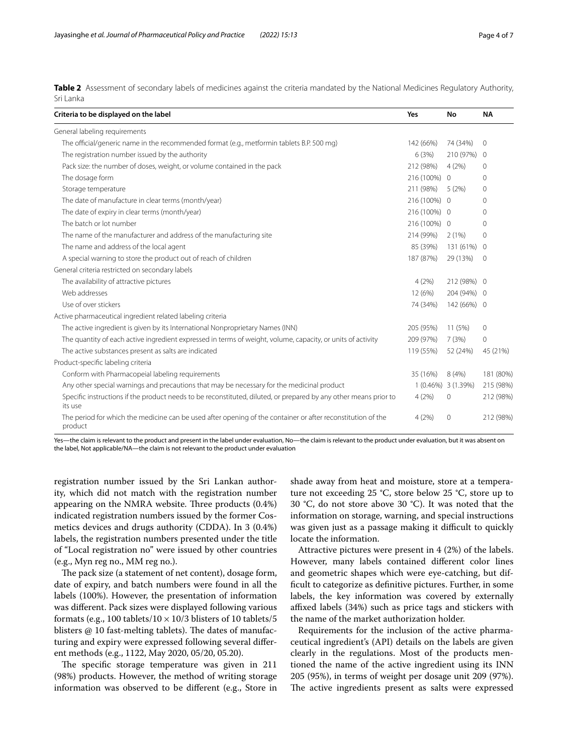**Table 2** Assessment of secondary labels of medicines against the criteria mandated by the National Medicines Regulatory Authority, Sri Lanka

| Criteria to be displayed on the label | Yes | No | NA |
|---|---|---|---|
| General labeling requirements | | | |
| The official/generic name in the recommended format (e.g., metformin tablets B.P. 500 mg) | 142 (66%) | 74 (34%) | 0 |
| The registration number issued by the authority | 6 (3%) | 210 (97%) | 0 |
| Pack size: the number of doses, weight, or volume contained in the pack | 212 (98%) | 4 (2%) | 0 |
| The dosage form | 216 (100%) | 0 | 0 |
| Storage temperature | 211 (98%) | 5 (2%) | 0 |
| The date of manufacture in clear terms (month/year) | 216 (100%) | 0 | 0 |
| The date of expiry in clear terms (month/year) | 216 (100%) | 0 | 0 |
| The batch or lot number | 216 (100%) | 0 | 0 |
| The name of the manufacturer and address of the manufacturing site | 214 (99%) | 2 (1%) | 0 |
| The name and address of the local agent | 85 (39%) | 131 (61%) | 0 |
| A special warning to store the product out of reach of children | 187 (87%) | 29 (13%) | 0 |
| General criteria restricted on secondary labels | | | |
| The availability of attractive pictures | 4 (2%) | 212 (98%) | 0 |
| Web addresses | 12 (6%) | 204 (94%) | 0 |
| Use of over stickers | 74 (34%) | 142 (66%) | 0 |
| Active pharmaceutical ingredient related labeling criteria | | | |
| The active ingredient is given by its International Nonproprietary Names (INN) | 205 (95%) | 11 (5%) | 0 |
| The quantity of each active ingredient expressed in terms of weight, volume, capacity, or units of activity | 209 (97%) | 7 (3%) | 0 |
| The active substances present as salts are indicated | 119 (55%) | 52 (24%) | 45 (21%) |
| Product-specific labeling criteria | | | |
| Conform with Pharmacopeial labeling requirements | 35 (16%) | 8 (4%) | 181 (80%) |
| Any other special warnings and precautions that may be necessary for the medicinal product | 1 (0.46%) | 3 (1.39%) | 215 (98%) |
| Specific instructions if the product needs to be reconstituted, diluted, or prepared by any other means prior to its use | 4 (2%) | 0 | 212 (98%) |
| The period for which the medicine can be used after opening of the container or after reconstitution of the product | 4 (2%) | 0 | 212 (98%) |

Yes—the claim is relevant to the product and present in the label under evaluation, No—the claim is relevant to the product under evaluation, but it was absent on the label, Not applicable/NA—the claim is not relevant to the product under evaluation

registration number issued by the Sri Lankan authority, which did not match with the registration number appearing on the NMRA website. Three products (0.4%) indicated registration numbers issued by the former Cosmetics devices and drugs authority (CDDA). In 3 (0.4%) labels, the registration numbers presented under the title of "Local registration no" were issued by other countries (e.g., Myn reg no., MM reg no.).

The pack size (a statement of net content), dosage form, date of expiry, and batch numbers were found in all the labels (100%). However, the presentation of information was different. Pack sizes were displayed following various formats (e.g., 100 tablets/10 × 10/3 blisters of 10 tablets/5 blisters @ 10 fast-melting tablets). The dates of manufacturing and expiry were expressed following several different methods (e.g., 1122, May 2020, 05/20, 05.20).

The specific storage temperature was given in 211 (98%) products. However, the method of writing storage information was observed to be different (e.g., Store in shade away from heat and moisture, store at a temperature not exceeding 25 °C, store below 25 °C, store up to 30 °C, do not store above 30 °C). It was noted that the information on storage, warning, and special instructions was given just as a passage making it difficult to quickly locate the information.

Attractive pictures were present in 4 (2%) of the labels. However, many labels contained different color lines and geometric shapes which were eye-catching, but difficult to categorize as definitive pictures. Further, in some labels, the key information was covered by externally affixed labels (34%) such as price tags and stickers with the name of the market authorization holder.

Requirements for the inclusion of the active pharmaceutical ingredient's (API) details on the labels are given clearly in the regulations. Most of the products mentioned the name of the active ingredient using its INN 205 (95%), in terms of weight per dosage unit 209 (97%). The active ingredients present as salts were expressed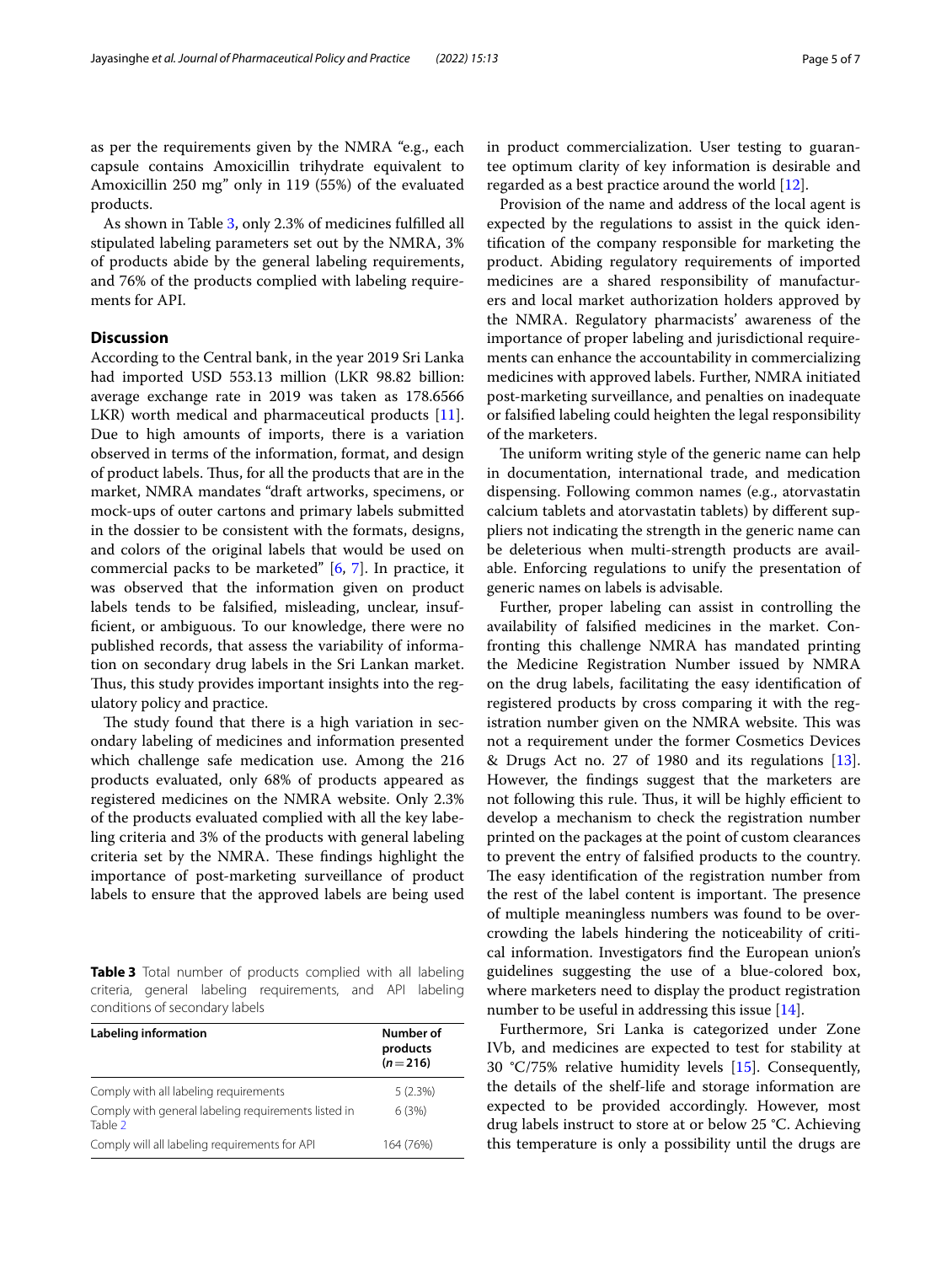as per the requirements given by the NMRA "e.g., each capsule contains Amoxicillin trihydrate equivalent to Amoxicillin 250 mg" only in 119 (55%) of the evaluated products.

As shown in Table 3, only 2.3% of medicines fulfilled all stipulated labeling parameters set out by the NMRA, 3% of products abide by the general labeling requirements, and 76% of the products complied with labeling requirements for API.

## Discussion

According to the Central bank, in the year 2019 Sri Lanka had imported USD 553.13 million (LKR 98.82 billion: average exchange rate in 2019 was taken as 178.6566 LKR) worth medical and pharmaceutical products [11]. Due to high amounts of imports, there is a variation observed in terms of the information, format, and design of product labels. Thus, for all the products that are in the market, NMRA mandates "draft artworks, specimens, or mock-ups of outer cartons and primary labels submitted in the dossier to be consistent with the formats, designs, and colors of the original labels that would be used on commercial packs to be marketed" [6, 7]. In practice, it was observed that the information given on product labels tends to be falsified, misleading, unclear, insufficient, or ambiguous. To our knowledge, there were no published records, that assess the variability of information on secondary drug labels in the Sri Lankan market. Thus, this study provides important insights into the regulatory policy and practice.

The study found that there is a high variation in secondary labeling of medicines and information presented which challenge safe medication use. Among the 216 products evaluated, only 68% of products appeared as registered medicines on the NMRA website. Only 2.3% of the products evaluated complied with all the key labeling criteria and 3% of the products with general labeling criteria set by the NMRA. These findings highlight the importance of post-marketing surveillance of product labels to ensure that the approved labels are being used in product commercialization. User testing to guarantee optimum clarity of key information is desirable and regarded as a best practice around the world [12].

**Table 3** Total number of products complied with all labeling criteria, general labeling requirements, and API labeling conditions of secondary labels

| Labeling information | Number of products (*n*=216) |
|---|---|
| Comply with all labeling requirements | 5 (2.3%) |
| Comply with general labeling requirements listed in Table 2 | 6 (3%) |
| Comply will all labeling requirements for API | 164 (76%) |

Provision of the name and address of the local agent is expected by the regulations to assist in the quick identification of the company responsible for marketing the product. Abiding regulatory requirements of imported medicines are a shared responsibility of manufacturers and local market authorization holders approved by the NMRA. Regulatory pharmacists' awareness of the importance of proper labeling and jurisdictional requirements can enhance the accountability in commercializing medicines with approved labels. Further, NMRA initiated post-marketing surveillance, and penalties on inadequate or falsified labeling could heighten the legal responsibility of the marketers.

The uniform writing style of the generic name can help in documentation, international trade, and medication dispensing. Following common names (e.g., atorvastatin calcium tablets and atorvastatin tablets) by different suppliers not indicating the strength in the generic name can be deleterious when multi-strength products are available. Enforcing regulations to unify the presentation of generic names on labels is advisable.

Further, proper labeling can assist in controlling the availability of falsified medicines in the market. Confronting this challenge NMRA has mandated printing the Medicine Registration Number issued by NMRA on the drug labels, facilitating the easy identification of registered products by cross comparing it with the registration number given on the NMRA website. This was not a requirement under the former Cosmetics Devices & Drugs Act no. 27 of 1980 and its regulations [13]. However, the findings suggest that the marketers are not following this rule. Thus, it will be highly efficient to develop a mechanism to check the registration number printed on the packages at the point of custom clearances to prevent the entry of falsified products to the country. The easy identification of the registration number from the rest of the label content is important. The presence of multiple meaningless numbers was found to be overcrowding the labels hindering the noticeability of critical information. Investigators find the European union's guidelines suggesting the use of a blue-colored box, where marketers need to display the product registration number to be useful in addressing this issue [14].

Furthermore, Sri Lanka is categorized under Zone IVb, and medicines are expected to test for stability at 30 °C/75% relative humidity levels [15]. Consequently, the details of the shelf-life and storage information are expected to be provided accordingly. However, most drug labels instruct to store at or below 25 °C. Achieving this temperature is only a possibility until the drugs are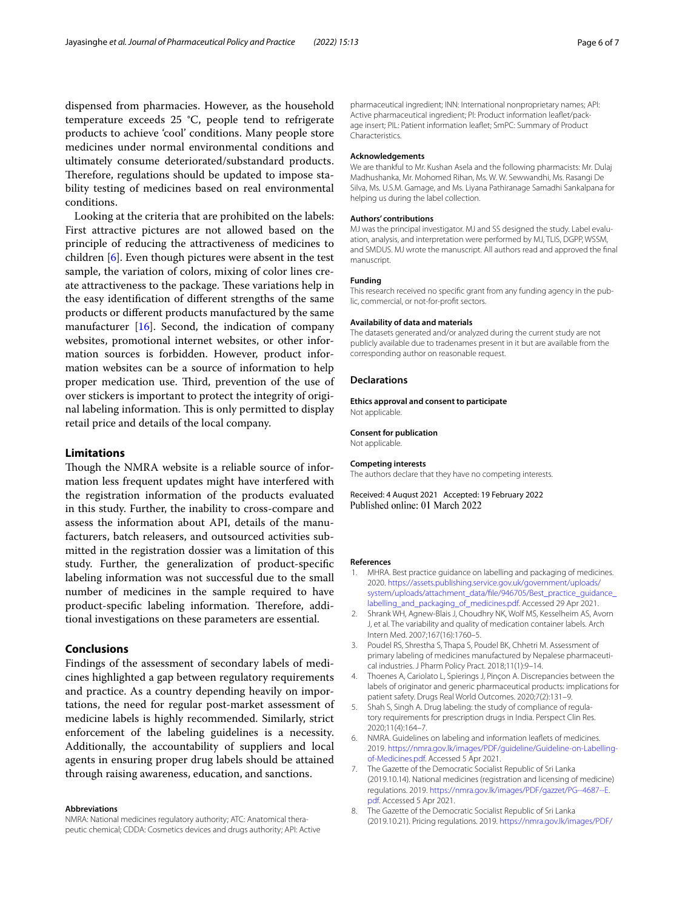dispensed from pharmacies. However, as the household temperature exceeds 25 °C, people tend to refrigerate products to achieve 'cool' conditions. Many people store medicines under normal environmental conditions and ultimately consume deteriorated/substandard products. Therefore, regulations should be updated to impose stability testing of medicines based on real environmental conditions.

Looking at the criteria that are prohibited on the labels: First attractive pictures are not allowed based on the principle of reducing the attractiveness of medicines to children [6]. Even though pictures were absent in the test sample, the variation of colors, mixing of color lines create attractiveness to the package. These variations help in the easy identification of different strengths of the same products or different products manufactured by the same manufacturer [16]. Second, the indication of company websites, promotional internet websites, or other information sources is forbidden. However, product information websites can be a source of information to help proper medication use. Third, prevention of the use of over stickers is important to protect the integrity of original labeling information. This is only permitted to display retail price and details of the local company.

## Limitations

Though the NMRA website is a reliable source of information less frequent updates might have interfered with the registration information of the products evaluated in this study. Further, the inability to cross-compare and assess the information about API, details of the manufacturers, batch releasers, and outsourced activities submitted in the registration dossier was a limitation of this study. Further, the generalization of product-specific labeling information was not successful due to the small number of medicines in the sample required to have product-specific labeling information. Therefore, additional investigations on these parameters are essential.

## Conclusions

Findings of the assessment of secondary labels of medicines highlighted a gap between regulatory requirements and practice. As a country depending heavily on importations, the need for regular post-market assessment of medicine labels is highly recommended. Similarly, strict enforcement of the labeling guidelines is a necessity. Additionally, the accountability of suppliers and local agents in ensuring proper drug labels should be attained through raising awareness, education, and sanctions.

#### Abbreviations

NMRA: National medicines regulatory authority; ATC: Anatomical therapeutic chemical; CDDA: Cosmetics devices and drugs authority; API: Active pharmaceutical ingredient; INN: International nonproprietary names; API: Active pharmaceutical ingredient; PI: Product information leaflet/package insert; PIL: Patient information leaflet; SmPC: Summary of Product Characteristics.

#### Acknowledgements

We are thankful to Mr. Kushan Asela and the following pharmacists: Mr. Dulaj Madhushanka, Mr. Mohomed Rihan, Ms. W. W. Sewwandhi, Ms. Rasangi De Silva, Ms. U.S.M. Gamage, and Ms. Liyana Pathiranage Samadhi Sankalpana for helping us during the label collection.

#### Authors' contributions

MJ was the principal investigator. MJ and SS designed the study. Label evaluation, analysis, and interpretation were performed by MJ, TLIS, DGPP, WSSM, and SMDUS. MJ wrote the manuscript. All authors read and approved the final manuscript.

#### Funding

This research received no specific grant from any funding agency in the public, commercial, or not-for-profit sectors.

#### Availability of data and materials

The datasets generated and/or analyzed during the current study are not publicly available due to tradenames present in it but are available from the corresponding author on reasonable request.

### Declarations

#### Ethics approval and consent to participate

Not applicable.

#### Consent for publication

Not applicable.

#### Competing interests

The authors declare that they have no competing interests.

Received: 4 August 2021 Accepted: 19 February 2022
Published online: 01 March 2022

#### References

1. MHRA. Best practice guidance on labelling and packaging of medicines. 2020. https://assets.publishing.service.gov.uk/government/uploads/system/uploads/attachment_data/file/946705/Best_practice_guidance_labelling_and_packaging_of_medicines.pdf. Accessed 29 Apr 2021.
2. Shrank WH, Agnew-Blais J, Choudhry NK, Wolf MS, Kesselheim AS, Avorn J, et al. The variability and quality of medication container labels. Arch Intern Med. 2007;167(16):1760–5.
3. Poudel RS, Shrestha S, Thapa S, Poudel BK, Chhetri M. Assessment of primary labeling of medicines manufactured by Nepalese pharmaceutical industries. J Pharm Policy Pract. 2018;11(1):9–14.
4. Thoenes A, Cariolato L, Spierings J, Pinçon A. Discrepancies between the labels of originator and generic pharmaceutical products: implications for patient safety. Drugs Real World Outcomes. 2020;7(2):131–9.
5. Shah S, Singh A. Drug labeling: the study of compliance of regulatory requirements for prescription drugs in India. Perspect Clin Res. 2020;11(4):164–7.
6. NMRA. Guidelines on labeling and information leaflets of medicines. 2019. https://nmra.gov.lk/images/PDF/guideline/Guideline-on-Labelling-of-Medicines.pdf. Accessed 5 Apr 2021.
7. The Gazette of the Democratic Socialist Republic of Sri Lanka (2019.10.14). National medicines (registration and licensing of medicine) regulations. 2019. https://nmra.gov.lk/images/PDF/gazzet/PG--4687--E.pdf. Accessed 5 Apr 2021.
8. The Gazette of the Democratic Socialist Republic of Sri Lanka (2019.10.21). Pricing regulations. 2019. https://nmra.gov.lk/images/PDF/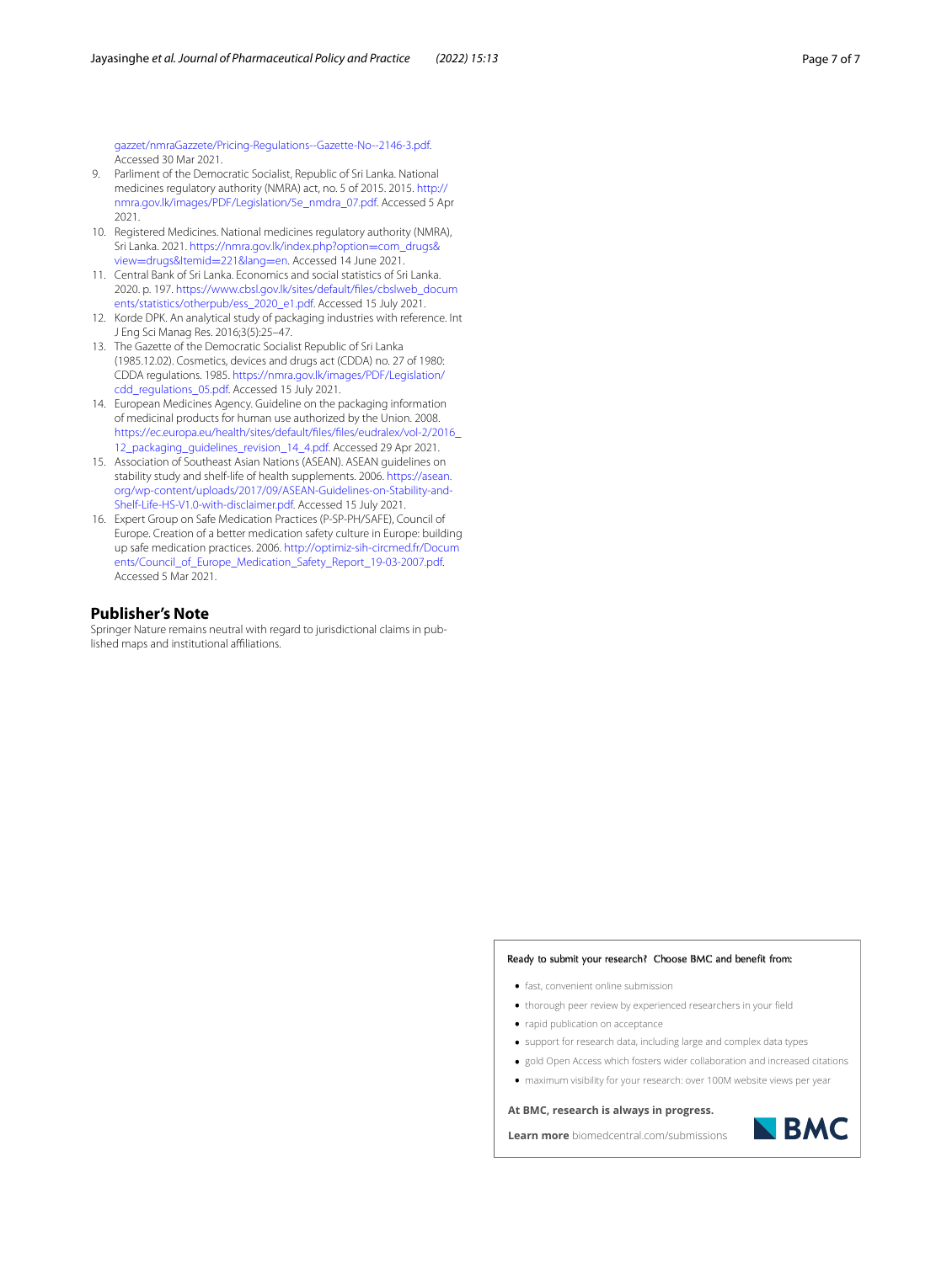gazzet/nmraGazzete/Pricing-Regulations--Gazette-No--2146-3.pdf. Accessed 30 Mar 2021.

9. Parliment of the Democratic Socialist, Republic of Sri Lanka. National medicines regulatory authority (NMRA) act, no. 5 of 2015. 2015. http://nmra.gov.lk/images/PDF/Legislation/5e_nmdra_07.pdf. Accessed 5 Apr 2021.
10. Registered Medicines. National medicines regulatory authority (NMRA), Sri Lanka. 2021. https://nmra.gov.lk/index.php?option=com_drugs&view=drugs&Itemid=221&lang=en. Accessed 14 June 2021.
11. Central Bank of Sri Lanka. Economics and social statistics of Sri Lanka. 2020. p. 197. https://www.cbsl.gov.lk/sites/default/files/cbslweb_documents/statistics/otherpub/ess_2020_e1.pdf. Accessed 15 July 2021.
12. Korde DPK. An analytical study of packaging industries with reference. Int J Eng Sci Manag Res. 2016;3(5):25–47.
13. The Gazette of the Democratic Socialist Republic of Sri Lanka (1985.12.02). Cosmetics, devices and drugs act (CDDA) no. 27 of 1980: CDDA regulations. 1985. https://nmra.gov.lk/images/PDF/Legislation/cdd_regulations_05.pdf. Accessed 15 July 2021.
14. European Medicines Agency. Guideline on the packaging information of medicinal products for human use authorized by the Union. 2008. https://ec.europa.eu/health/sites/default/files/files/eudralex/vol-2/2016_12_packaging_guidelines_revision_14_4.pdf. Accessed 29 Apr 2021.
15. Association of Southeast Asian Nations (ASEAN). ASEAN guidelines on stability study and shelf-life of health supplements. 2006. https://asean.org/wp-content/uploads/2017/09/ASEAN-Guidelines-on-Stability-and-Shelf-Life-HS-V1.0-with-disclaimer.pdf. Accessed 15 July 2021.
16. Expert Group on Safe Medication Practices (P-SP-PH/SAFE), Council of Europe. Creation of a better medication safety culture in Europe: building up safe medication practices. 2006. http://optimiz-sih-circmed.fr/Documents/Council_of_Europe_Medication_Safety_Report_19-03-2007.pdf. Accessed 5 Mar 2021.

## Publisher's Note

Springer Nature remains neutral with regard to jurisdictional claims in published maps and institutional affiliations.

Ready to submit your research? Choose BMC and benefit from:

- fast, convenient online submission
- thorough peer review by experienced researchers in your field
- rapid publication on acceptance
- support for research data, including large and complex data types
- gold Open Access which fosters wider collaboration and increased citations
- maximum visibility for your research: over 100M website views per year

**At BMC, research is always in progress.**

**Learn more** biomedcentral.com/submissions

BMC